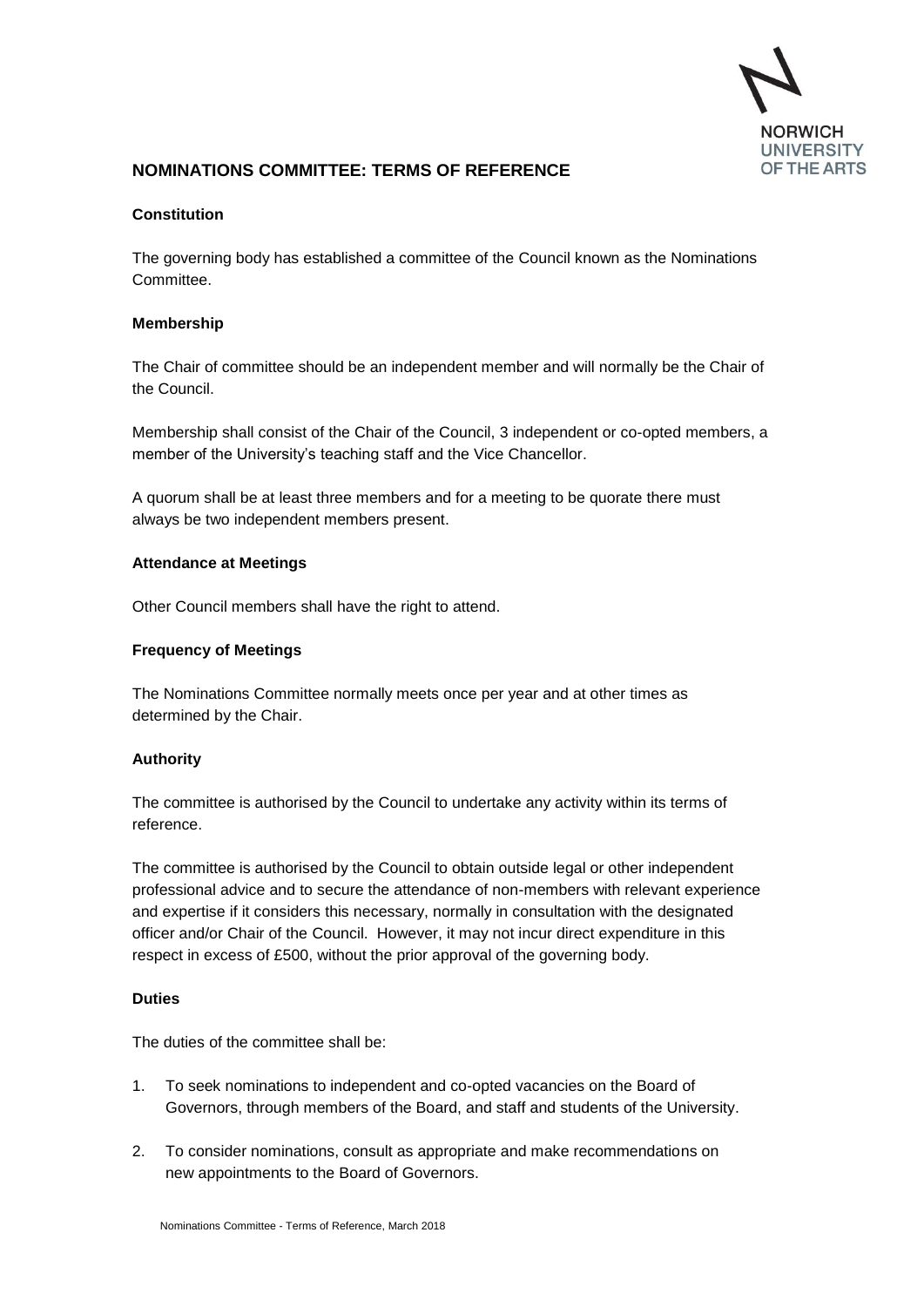## NOMINATIONS COMMITTEE: TERMS OF REFERENCE

### Constitution

The governing body has established a committee of the Council known as the Nominations Committee.

### Membership

The Chair of committee should be an independent member and will normally be the Chair of the Council.

Membership shall consist of the Chair of the Council, 3 independent or co-opted members, a member of the University's teaching staff and the Vice Chancellor.

A quorum shall be at least three members and for a meeting to be quorate there must always be two independent members present.

### Attendance at Meetings

Other Council members shall have the right to attend.

### Frequency of Meetings

The Nominations Committee normally meets once per year and at other times as determined by the Chair.

### Authority

The committee is authorised by the Council to undertake any activity within its terms of reference.

The committee is authorised by the Council to obtain outside legal or other independent professional advice and to secure the attendance of non-members with relevant experience and expertise if it considers this necessary, normally in consultation with the designated officer and/or Chair of the Council. However, it may not incur direct expenditure in this respect in excess of £500, without the prior approval of the governing body.

### Duties

The duties of the committee shall be:

1. To seek nominations to independent and co-opted vacancies on the Board of Governors, through members of the Board, and staff and students of the University.
2. To consider nominations, consult as appropriate and make recommendations on new appointments to the Board of Governors.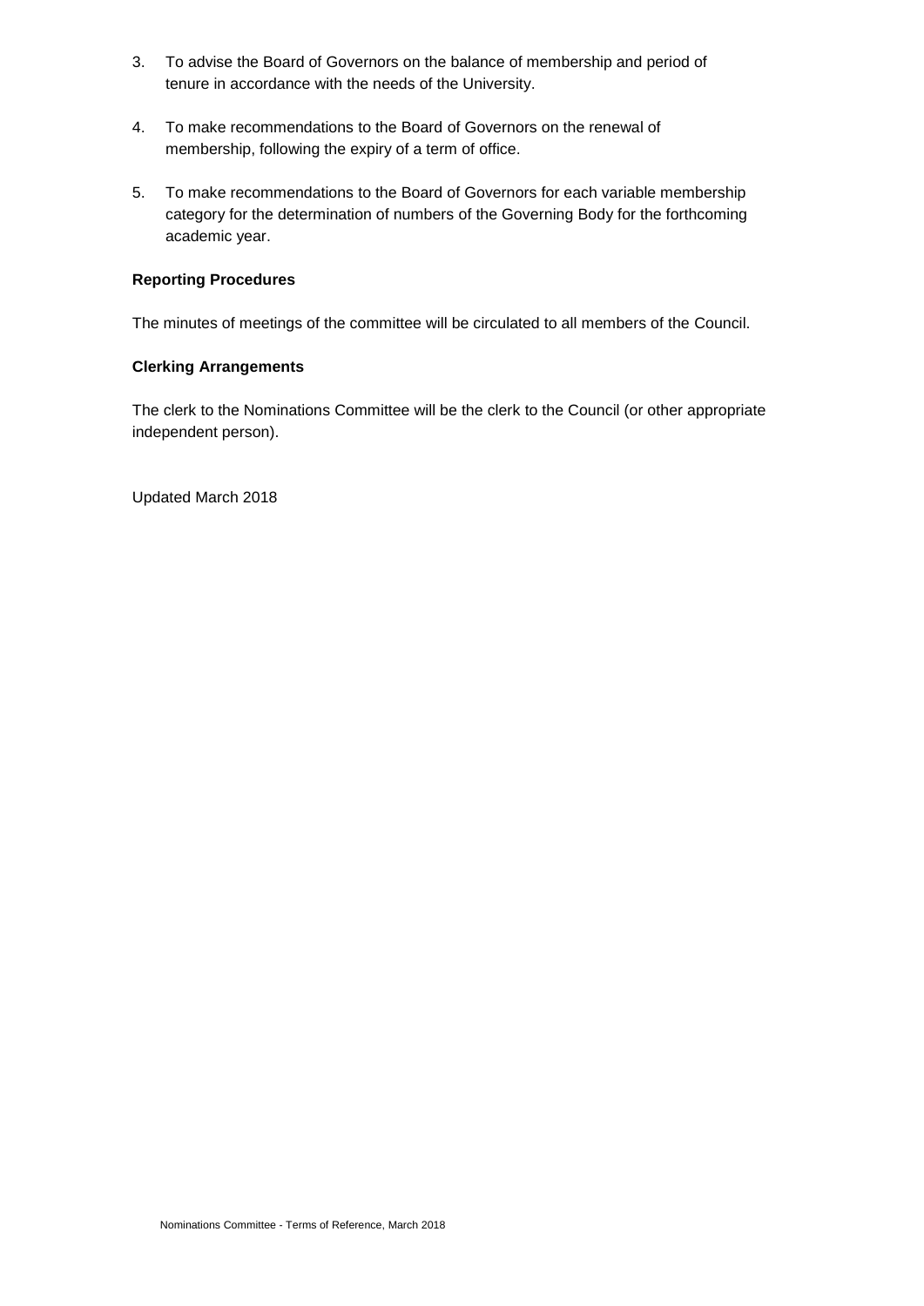3. To advise the Board of Governors on the balance of membership and period of tenure in accordance with the needs of the University.

4. To make recommendations to the Board of Governors on the renewal of membership, following the expiry of a term of office.

5. To make recommendations to the Board of Governors for each variable membership category for the determination of numbers of the Governing Body for the forthcoming academic year.

**Reporting Procedures**

The minutes of meetings of the committee will be circulated to all members of the Council.

**Clerking Arrangements**

The clerk to the Nominations Committee will be the clerk to the Council (or other appropriate independent person).

Updated March 2018